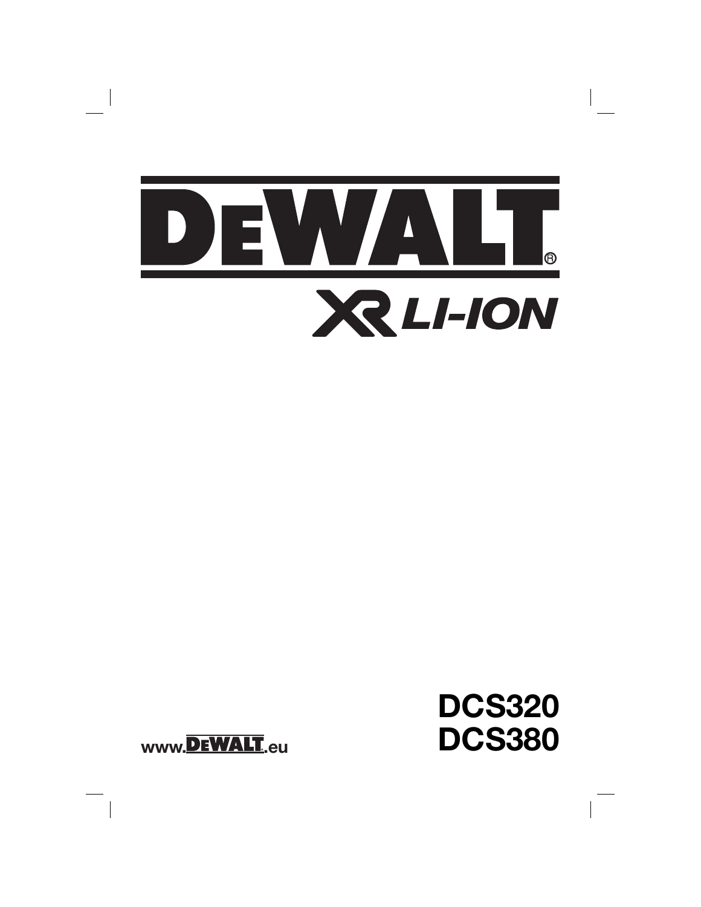# DEWALT®

## XR LI-ION

www.DEWALT.eu

**DCS320**
**DCS380**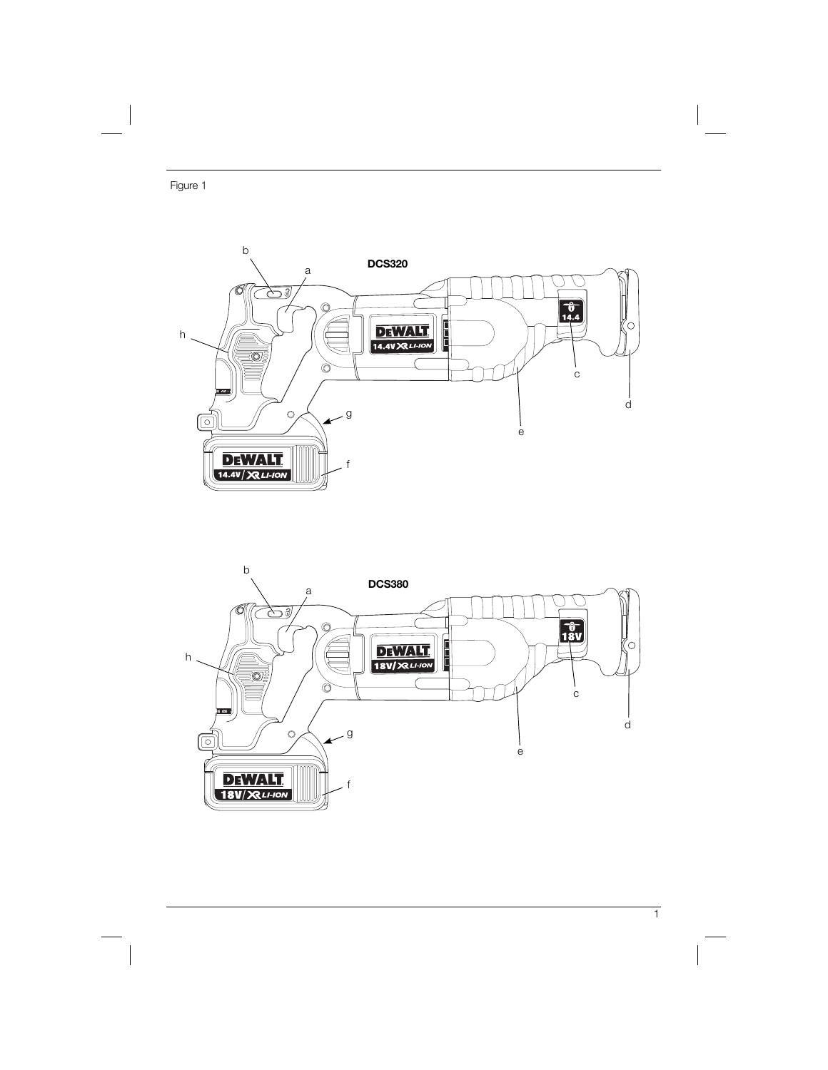Figure 1

DCS320

DCS380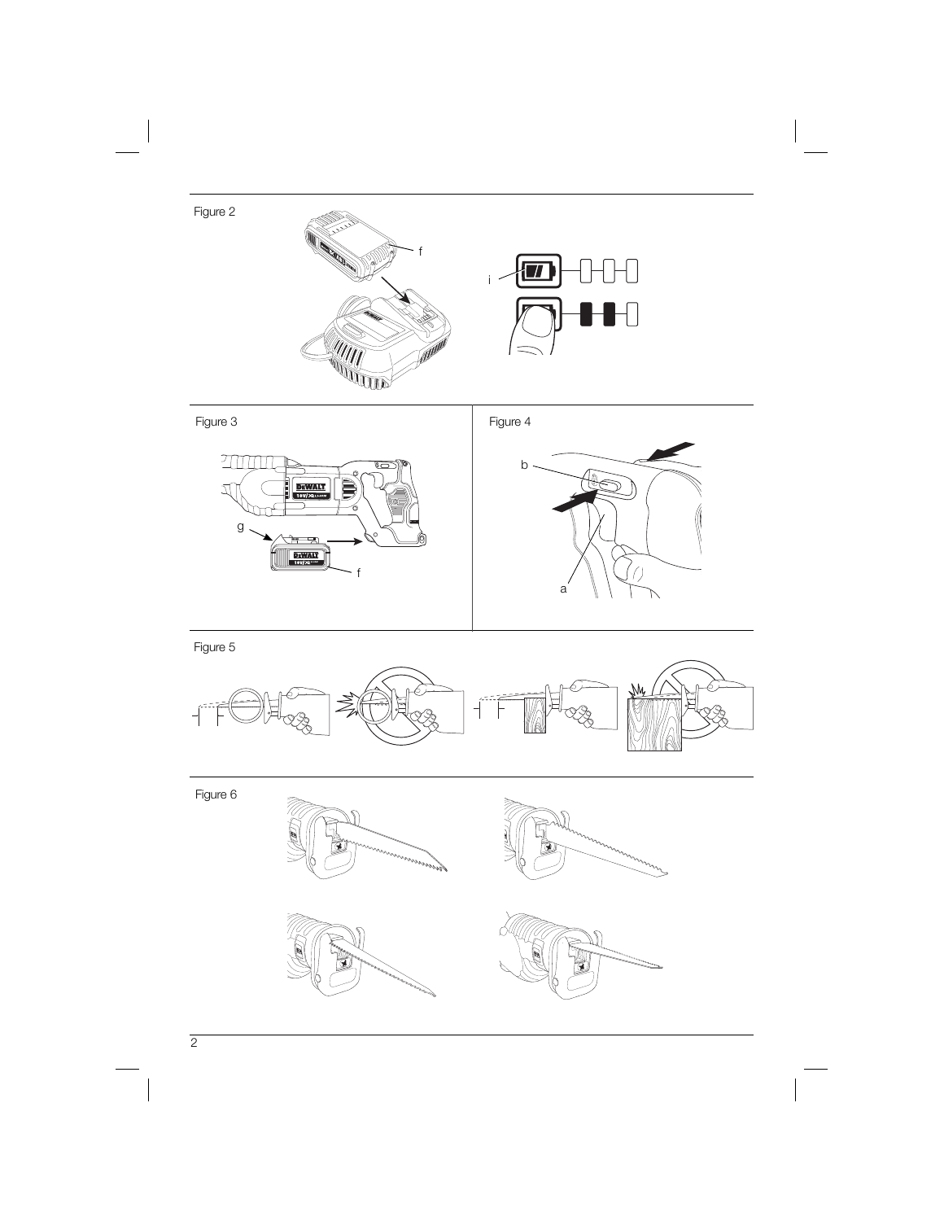Figure 2

f

i

Figure 3

g

f

Figure 4

b

a

Figure 5

Figure 6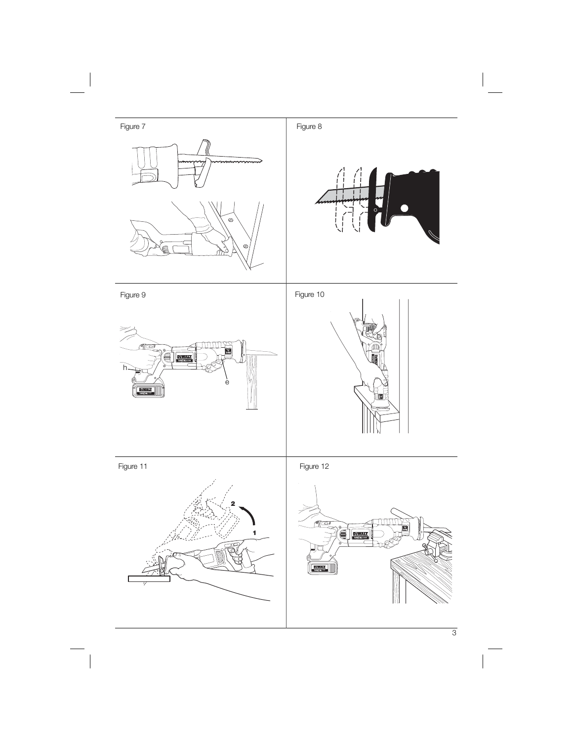Figure 7

Figure 8

Figure 9

h

e

Figure 10

Figure 11

Figure 12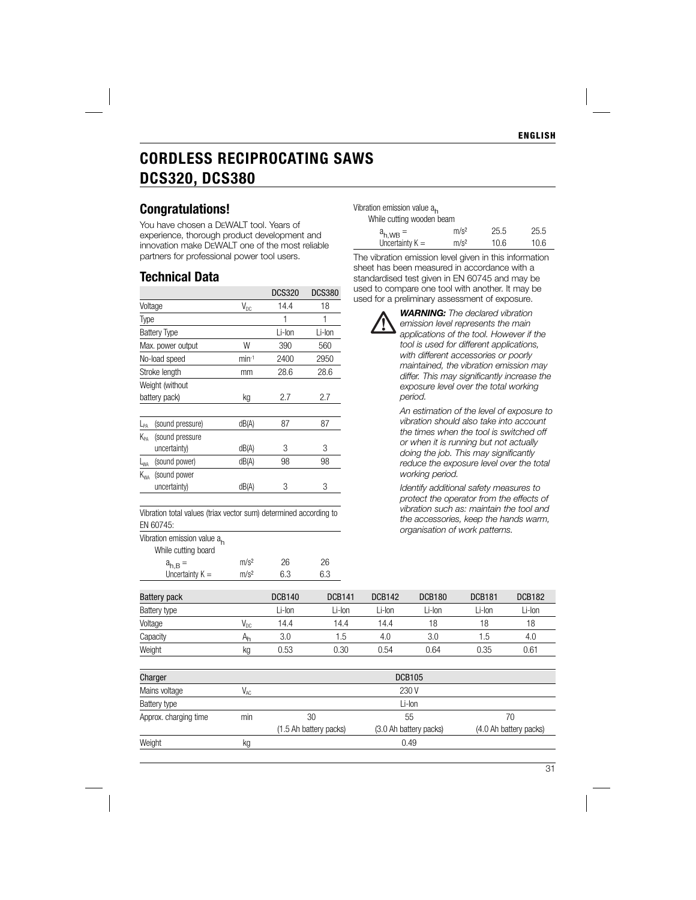# CORDLESS RECIPROCATING SAWS DCS320, DCS380

## Congratulations!

You have chosen a DEWALT tool. Years of experience, thorough product development and innovation make DEWALT one of the most reliable partners for professional power tool users.

## Technical Data

| | | DCS320 | DCS380 |
|---|---|---|---|
| Voltage | $V_{DC}$ | 14.4 | 18 |
| Type | | 1 | 1 |
| Battery Type | | Li-Ion | Li-Ion |
| Max. power output | W | 390 | 560 |
| No-load speed | $min^{-1}$ | 2400 | 2950 |
| Stroke length | mm | 28.6 | 28.6 |
| Weight (without battery pack) | kg | 2.7 | 2.7 |
| $L_{PA}$ (sound pressure) | dB(A) | 87 | 87 |
| $K_{PA}$ (sound pressure uncertainty) | dB(A) | 3 | 3 |
| $L_{WA}$ (sound power) | dB(A) | 98 | 98 |
| $K_{WA}$ (sound power uncertainty) | dB(A) | 3 | 3 |

Vibration total values (triax vector sum) determined according to EN 60745:

| Vibration emission value $a_h$ | | | |
|---|---|---|---|
| While cutting board | | | |
| $a_{h,B}$ = | $m/s^2$ | 26 | 26 |
| Uncertainty K = | $m/s^2$ | 6.3 | 6.3 |
| Vibration emission value $a_h$ | | | |
| While cutting wooden beam | | | |
| $a_{h,WB}$ = | $m/s^2$ | 25.5 | 25.5 |
| Uncertainty K = | $m/s^2$ | 10.6 | 10.6 |

The vibration emission level given in this information sheet has been measured in accordance with a standardised test given in EN 60745 and may be used to compare one tool with another. It may be used for a preliminary assessment of exposure.

***WARNING:*** *The declared vibration emission level represents the main applications of the tool. However if the tool is used for different applications, with different accessories or poorly maintained, the vibration emission may differ. This may significantly increase the exposure level over the total working period.*

*An estimation of the level of exposure to vibration should also take into account the times when the tool is switched off or when it is running but not actually doing the job. This may significantly reduce the exposure level over the total working period.*

*Identify additional safety measures to protect the operator from the effects of vibration such as: maintain the tool and the accessories, keep the hands warm, organisation of work patterns.*

| Battery pack | | DCB140 | DCB141 | DCB142 | DCB180 | DCB181 | DCB182 |
|---|---|---|---|---|---|---|---|
| Battery type | | Li-Ion | Li-Ion | Li-Ion | Li-Ion | Li-Ion | Li-Ion |
| Voltage | $V_{DC}$ | 14.4 | 14.4 | 14.4 | 18 | 18 | 18 |
| Capacity | $A_h$ | 3.0 | 1.5 | 4.0 | 3.0 | 1.5 | 4.0 |
| Weight | kg | 0.53 | 0.30 | 0.54 | 0.64 | 0.35 | 0.61 |

| Charger | | DCB105 | | |
|---|---|---|---|---|
| Mains voltage | $V_{AC}$ | 230 V | | |
| Battery type | | Li-Ion | | |
| Approx. charging time | min | 30 (1.5 Ah battery packs) | 55 (3.0 Ah battery packs) | 70 (4.0 Ah battery packs) |
| Weight | kg | 0.49 | | |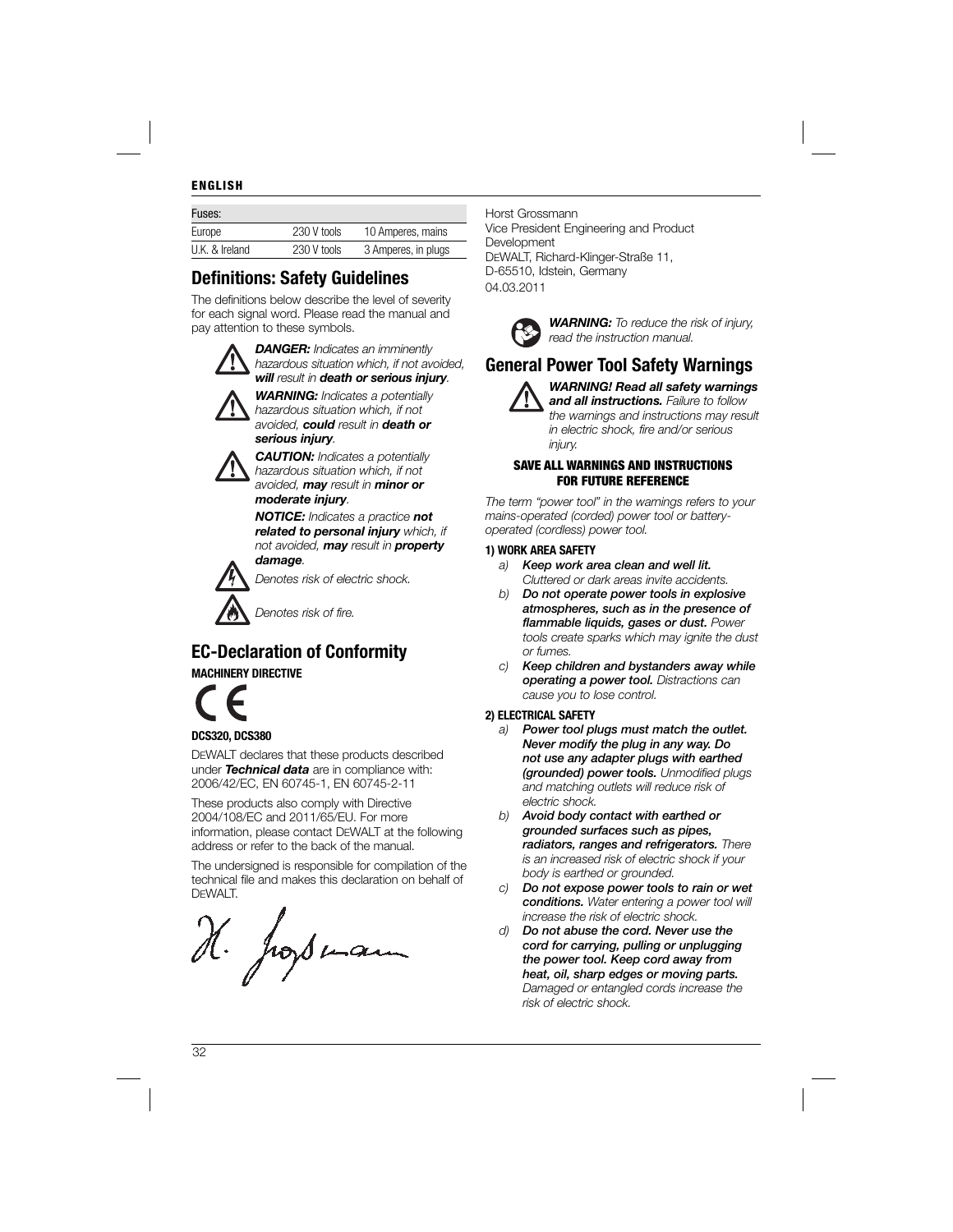| Fuses: | | |
|---|---|---|
| Europe | 230 V tools | 10 Amperes, mains |
| U.K. & Ireland | 230 V tools | 3 Amperes, in plugs |

## Definitions: Safety Guidelines

The definitions below describe the level of severity for each signal word. Please read the manual and pay attention to these symbols.

***DANGER:*** *Indicates an imminently hazardous situation which, if not avoided,* ***will*** *result in* ***death or serious injury****.*

***WARNING:*** *Indicates a potentially hazardous situation which, if not avoided,* ***could*** *result in* ***death or serious injury****.*

***CAUTION:*** *Indicates a potentially hazardous situation which, if not avoided,* ***may*** *result in* ***minor or moderate injury****.*

***NOTICE:*** *Indicates a practice* ***not related to personal injury*** *which, if not avoided,* ***may*** *result in* ***property damage****.*

*Denotes risk of electric shock.*

*Denotes risk of fire.*

## EC-Declaration of Conformity

**MACHINERY DIRECTIVE**

CE

**DCS320, DCS380**

DEWALT declares that these products described under ***Technical data*** are in compliance with: 2006/42/EC, EN 60745-1, EN 60745-2-11

These products also comply with Directive 2004/108/EC and 2011/65/EU. For more information, please contact DEWALT at the following address or refer to the back of the manual.

The undersigned is responsible for compilation of the technical file and makes this declaration on behalf of DEWALT.

H. Großmann

Horst Grossmann
Vice President Engineering and Product Development
DEWALT, Richard-Klinger-Straße 11,
D-65510, Idstein, Germany
04.03.2011

***WARNING:*** *To reduce the risk of injury, read the instruction manual.*

## General Power Tool Safety Warnings

***WARNING! Read all safety warnings and all instructions.*** *Failure to follow the warnings and instructions may result in electric shock, fire and/or serious injury.*

**SAVE ALL WARNINGS AND INSTRUCTIONS FOR FUTURE REFERENCE**

*The term "power tool" in the warnings refers to your mains-operated (corded) power tool or battery-operated (cordless) power tool.*

**1) WORK AREA SAFETY**

*a)* ***Keep work area clean and well lit.*** *Cluttered or dark areas invite accidents.*

*b)* ***Do not operate power tools in explosive atmospheres, such as in the presence of flammable liquids, gases or dust.*** *Power tools create sparks which may ignite the dust or fumes.*

*c)* ***Keep children and bystanders away while operating a power tool.*** *Distractions can cause you to lose control.*

**2) ELECTRICAL SAFETY**

*a)* ***Power tool plugs must match the outlet. Never modify the plug in any way. Do not use any adapter plugs with earthed (grounded) power tools.*** *Unmodified plugs and matching outlets will reduce risk of electric shock.*

*b)* ***Avoid body contact with earthed or grounded surfaces such as pipes, radiators, ranges and refrigerators.*** *There is an increased risk of electric shock if your body is earthed or grounded.*

*c)* ***Do not expose power tools to rain or wet conditions.*** *Water entering a power tool will increase the risk of electric shock.*

*d)* ***Do not abuse the cord. Never use the cord for carrying, pulling or unplugging the power tool. Keep cord away from heat, oil, sharp edges or moving parts.*** *Damaged or entangled cords increase the risk of electric shock.*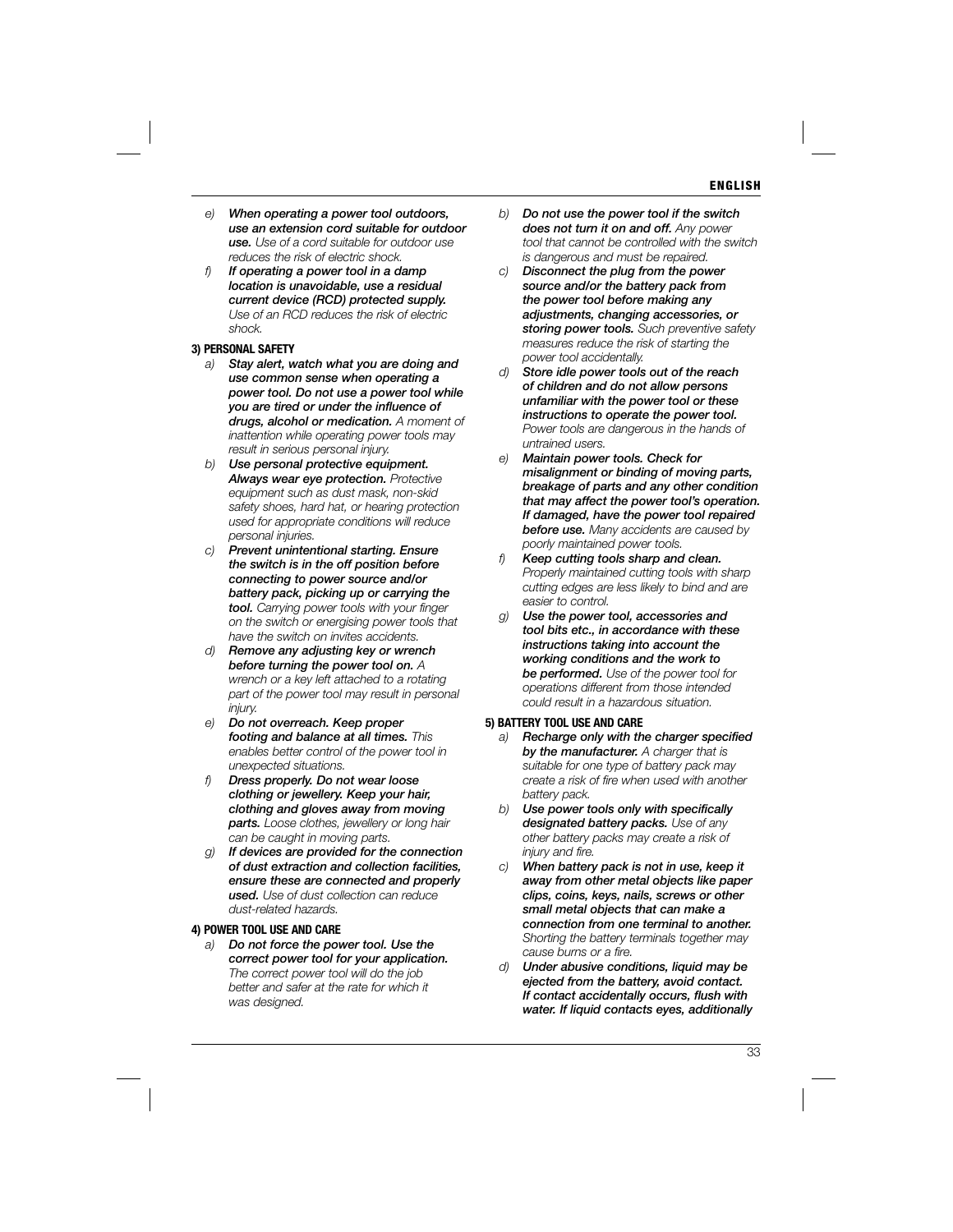e) ***When operating a power tool outdoors, use an extension cord suitable for outdoor use.*** *Use of a cord suitable for outdoor use reduces the risk of electric shock.*
f) ***If operating a power tool in a damp location is unavoidable, use a residual current device (RCD) protected supply.*** *Use of an RCD reduces the risk of electric shock.*

**3) PERSONAL SAFETY**

a) ***Stay alert, watch what you are doing and use common sense when operating a power tool. Do not use a power tool while you are tired or under the influence of drugs, alcohol or medication.*** *A moment of inattention while operating power tools may result in serious personal injury.*
b) ***Use personal protective equipment. Always wear eye protection.*** *Protective equipment such as dust mask, non-skid safety shoes, hard hat, or hearing protection used for appropriate conditions will reduce personal injuries.*
c) ***Prevent unintentional starting. Ensure the switch is in the off position before connecting to power source and/or battery pack, picking up or carrying the tool.*** *Carrying power tools with your finger on the switch or energising power tools that have the switch on invites accidents.*
d) ***Remove any adjusting key or wrench before turning the power tool on.*** *A wrench or a key left attached to a rotating part of the power tool may result in personal injury.*
e) ***Do not overreach. Keep proper footing and balance at all times.*** *This enables better control of the power tool in unexpected situations.*
f) ***Dress properly. Do not wear loose clothing or jewellery. Keep your hair, clothing and gloves away from moving parts.*** *Loose clothes, jewellery or long hair can be caught in moving parts.*
g) ***If devices are provided for the connection of dust extraction and collection facilities, ensure these are connected and properly used.*** *Use of dust collection can reduce dust-related hazards.*

**4) POWER TOOL USE AND CARE**

a) ***Do not force the power tool. Use the correct power tool for your application.*** *The correct power tool will do the job better and safer at the rate for which it was designed.*
b) ***Do not use the power tool if the switch does not turn it on and off.*** *Any power tool that cannot be controlled with the switch is dangerous and must be repaired.*
c) ***Disconnect the plug from the power source and/or the battery pack from the power tool before making any adjustments, changing accessories, or storing power tools.*** *Such preventive safety measures reduce the risk of starting the power tool accidentally.*
d) ***Store idle power tools out of the reach of children and do not allow persons unfamiliar with the power tool or these instructions to operate the power tool.*** *Power tools are dangerous in the hands of untrained users.*
e) ***Maintain power tools. Check for misalignment or binding of moving parts, breakage of parts and any other condition that may affect the power tool's operation. If damaged, have the power tool repaired before use.*** *Many accidents are caused by poorly maintained power tools.*
f) ***Keep cutting tools sharp and clean.*** *Properly maintained cutting tools with sharp cutting edges are less likely to bind and are easier to control.*
g) ***Use the power tool, accessories and tool bits etc., in accordance with these instructions taking into account the working conditions and the work to be performed.*** *Use of the power tool for operations different from those intended could result in a hazardous situation.*

**5) BATTERY TOOL USE AND CARE**

a) ***Recharge only with the charger specified by the manufacturer.*** *A charger that is suitable for one type of battery pack may create a risk of fire when used with another battery pack.*
b) ***Use power tools only with specifically designated battery packs.*** *Use of any other battery packs may create a risk of injury and fire.*
c) ***When battery pack is not in use, keep it away from other metal objects like paper clips, coins, keys, nails, screws or other small metal objects that can make a connection from one terminal to another.*** *Shorting the battery terminals together may cause burns or a fire.*
d) ***Under abusive conditions, liquid may be ejected from the battery, avoid contact. If contact accidentally occurs, flush with water. If liquid contacts eyes, additionally***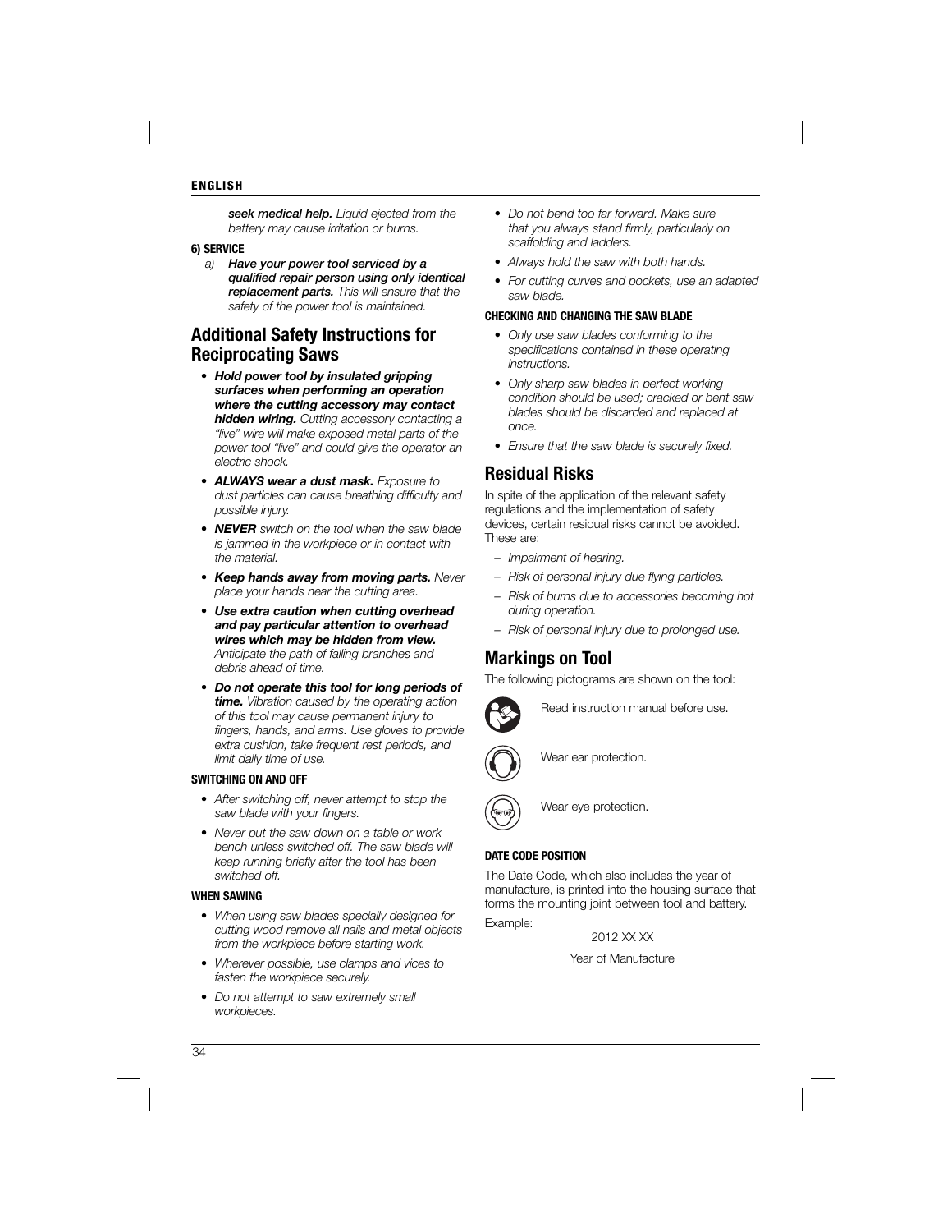***seek medical help.*** *Liquid ejected from the battery may cause irritation or burns.*

**6) SERVICE**

*a)* ***Have your power tool serviced by a qualified repair person using only identical replacement parts.*** *This will ensure that the safety of the power tool is maintained.*

## Additional Safety Instructions for Reciprocating Saws

- ***Hold power tool by insulated gripping surfaces when performing an operation where the cutting accessory may contact hidden wiring.*** *Cutting accessory contacting a "live" wire will make exposed metal parts of the power tool "live" and could give the operator an electric shock.*
- ***ALWAYS wear a dust mask.*** *Exposure to dust particles can cause breathing difficulty and possible injury.*
- ***NEVER*** *switch on the tool when the saw blade is jammed in the workpiece or in contact with the material.*
- ***Keep hands away from moving parts.*** *Never place your hands near the cutting area.*
- ***Use extra caution when cutting overhead and pay particular attention to overhead wires which may be hidden from view.*** *Anticipate the path of falling branches and debris ahead of time.*
- ***Do not operate this tool for long periods of time.*** *Vibration caused by the operating action of this tool may cause permanent injury to fingers, hands, and arms. Use gloves to provide extra cushion, take frequent rest periods, and limit daily time of use.*

**SWITCHING ON AND OFF**

- *After switching off, never attempt to stop the saw blade with your fingers.*
- *Never put the saw down on a table or work bench unless switched off. The saw blade will keep running briefly after the tool has been switched off.*

**WHEN SAWING**

- *When using saw blades specially designed for cutting wood remove all nails and metal objects from the workpiece before starting work.*
- *Wherever possible, use clamps and vices to fasten the workpiece securely.*
- *Do not attempt to saw extremely small workpieces.*
- *Do not bend too far forward. Make sure that you always stand firmly, particularly on scaffolding and ladders.*
- *Always hold the saw with both hands.*
- *For cutting curves and pockets, use an adapted saw blade.*

**CHECKING AND CHANGING THE SAW BLADE**

- *Only use saw blades conforming to the specifications contained in these operating instructions.*
- *Only sharp saw blades in perfect working condition should be used; cracked or bent saw blades should be discarded and replaced at once.*
- *Ensure that the saw blade is securely fixed.*

## Residual Risks

In spite of the application of the relevant safety regulations and the implementation of safety devices, certain residual risks cannot be avoided. These are:

- *Impairment of hearing.*
- *Risk of personal injury due flying particles.*
- *Risk of burns due to accessories becoming hot during operation.*
- *Risk of personal injury due to prolonged use.*

## Markings on Tool

The following pictograms are shown on the tool:

Read instruction manual before use.

Wear ear protection.

Wear eye protection.

**DATE CODE POSITION**

The Date Code, which also includes the year of manufacture, is printed into the housing surface that forms the mounting joint between tool and battery.

Example:

2012 XX XX

Year of Manufacture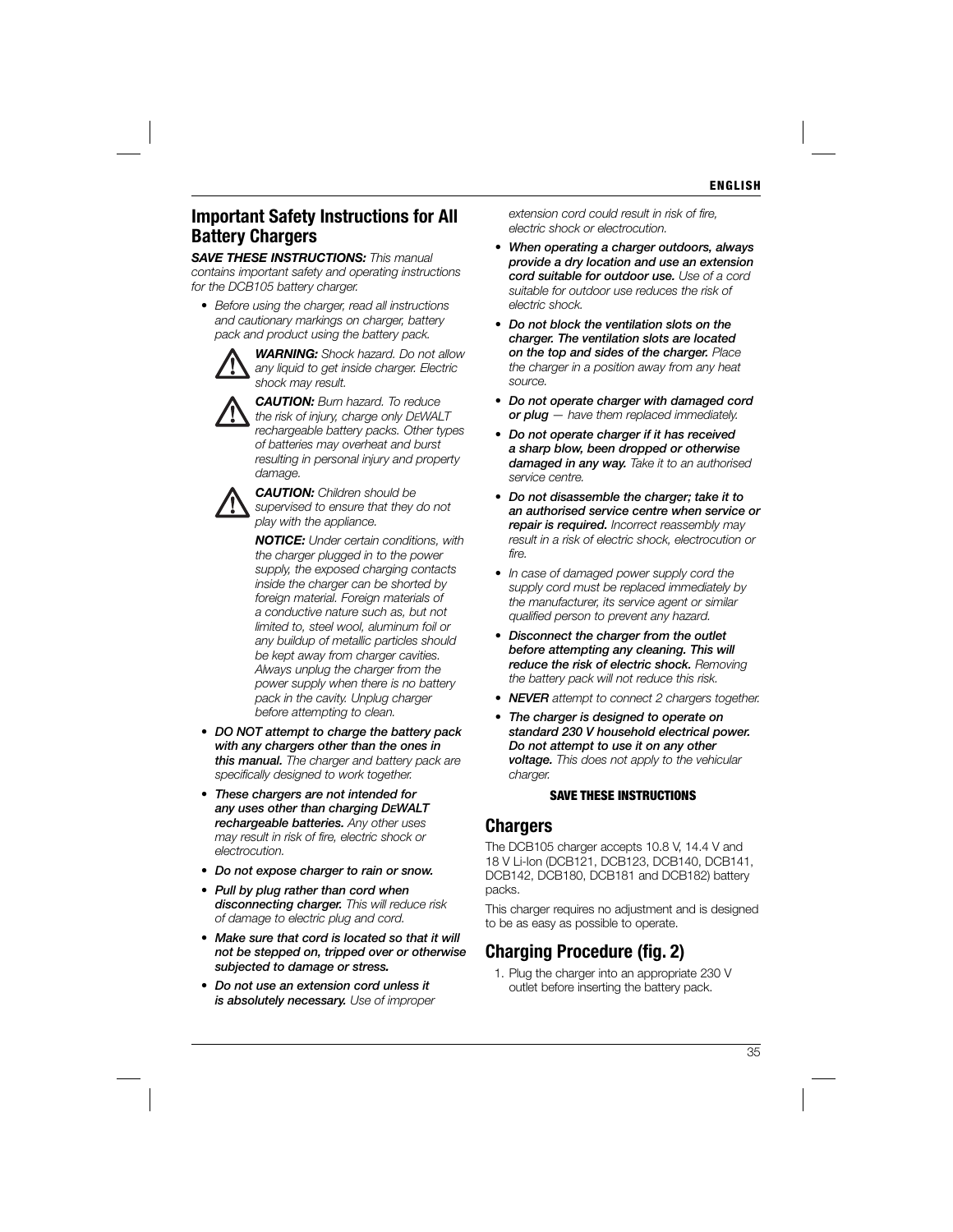## Important Safety Instructions for All Battery Chargers

***SAVE THESE INSTRUCTIONS:*** *This manual contains important safety and operating instructions for the DCB105 battery charger.*

- *Before using the charger, read all instructions and cautionary markings on charger, battery pack and product using the battery pack.*

***WARNING:*** *Shock hazard. Do not allow any liquid to get inside charger. Electric shock may result.*

***CAUTION:*** *Burn hazard. To reduce the risk of injury, charge only DEWALT rechargeable battery packs. Other types of batteries may overheat and burst resulting in personal injury and property damage.*

***CAUTION:*** *Children should be supervised to ensure that they do not play with the appliance.*

***NOTICE:*** *Under certain conditions, with the charger plugged in to the power supply, the exposed charging contacts inside the charger can be shorted by foreign material. Foreign materials of a conductive nature such as, but not limited to, steel wool, aluminum foil or any buildup of metallic particles should be kept away from charger cavities. Always unplug the charger from the power supply when there is no battery pack in the cavity. Unplug charger before attempting to clean.*

- ***DO NOT attempt to charge the battery pack with any chargers other than the ones in this manual.*** *The charger and battery pack are specifically designed to work together.*
- ***These chargers are not intended for any uses other than charging DEWALT rechargeable batteries.*** *Any other uses may result in risk of fire, electric shock or electrocution.*
- ***Do not expose charger to rain or snow.***
- ***Pull by plug rather than cord when disconnecting charger.*** *This will reduce risk of damage to electric plug and cord.*
- ***Make sure that cord is located so that it will not be stepped on, tripped over or otherwise subjected to damage or stress.***
- ***Do not use an extension cord unless it is absolutely necessary.*** *Use of improper extension cord could result in risk of fire, electric shock or electrocution.*
- ***When operating a charger outdoors, always provide a dry location and use an extension cord suitable for outdoor use.*** *Use of a cord suitable for outdoor use reduces the risk of electric shock.*
- ***Do not block the ventilation slots on the charger. The ventilation slots are located on the top and sides of the charger.*** *Place the charger in a position away from any heat source.*
- ***Do not operate charger with damaged cord or plug*** *— have them replaced immediately.*
- ***Do not operate charger if it has received a sharp blow, been dropped or otherwise damaged in any way.*** *Take it to an authorised service centre.*
- ***Do not disassemble the charger; take it to an authorised service centre when service or repair is required.*** *Incorrect reassembly may result in a risk of electric shock, electrocution or fire.*
- *In case of damaged power supply cord the supply cord must be replaced immediately by the manufacturer, its service agent or similar qualified person to prevent any hazard.*
- ***Disconnect the charger from the outlet before attempting any cleaning. This will reduce the risk of electric shock.*** *Removing the battery pack will not reduce this risk.*
- ***NEVER*** *attempt to connect 2 chargers together.*
- ***The charger is designed to operate on standard 230 V household electrical power. Do not attempt to use it on any other voltage.*** *This does not apply to the vehicular charger.*

**SAVE THESE INSTRUCTIONS**

## Chargers

The DCB105 charger accepts 10.8 V, 14.4 V and 18 V Li-Ion (DCB121, DCB123, DCB140, DCB141, DCB142, DCB180, DCB181 and DCB182) battery packs.

This charger requires no adjustment and is designed to be as easy as possible to operate.

## Charging Procedure (fig. 2)

1. Plug the charger into an appropriate 230 V outlet before inserting the battery pack.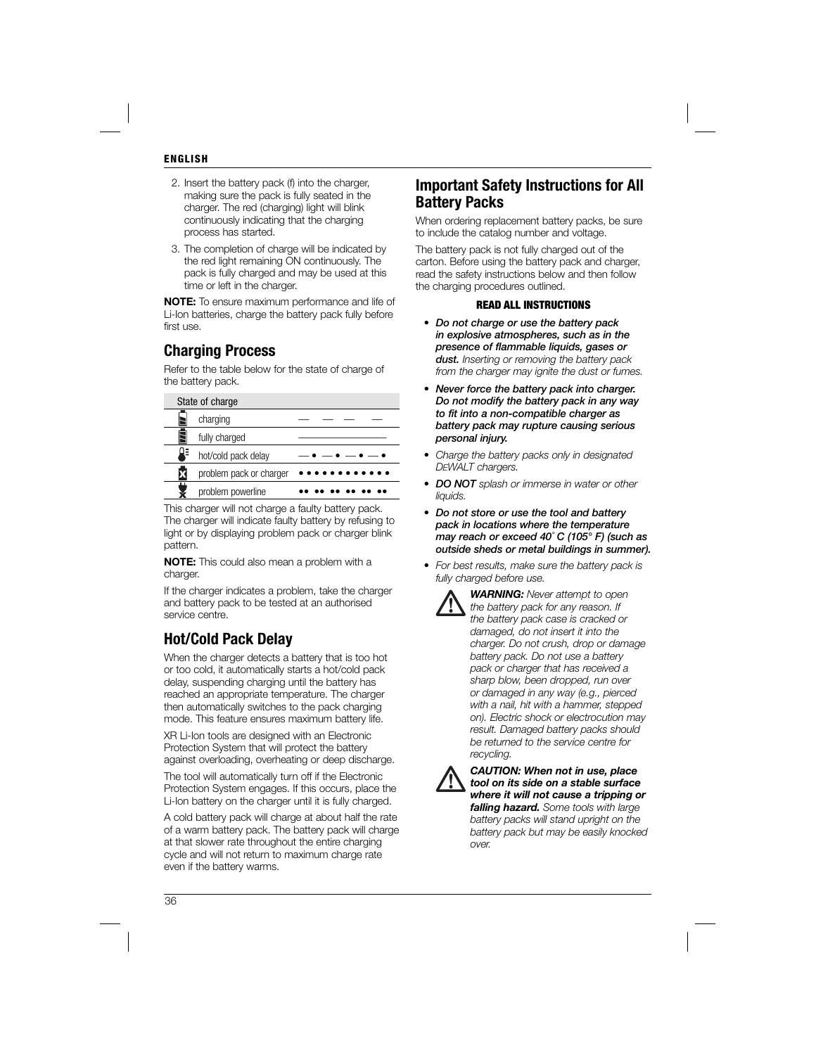2. Insert the battery pack (f) into the charger, making sure the pack is fully seated in the charger. The red (charging) light will blink continuously indicating that the charging process has started.
3. The completion of charge will be indicated by the red light remaining ON continuously. The pack is fully charged and may be used at this time or left in the charger.

**NOTE:** To ensure maximum performance and life of Li-Ion batteries, charge the battery pack fully before first use.

## Charging Process

Refer to the table below for the state of charge of the battery pack.

| State of charge | |
|---|---|
| charging | — — — — |
| fully charged | ———————— |
| hot/cold pack delay | — • — • — • — • |
| problem pack or charger | • • • • • • • • • • • • |
| problem powerline | •• •• •• •• •• •• |

This charger will not charge a faulty battery pack. The charger will indicate faulty battery by refusing to light or by displaying problem pack or charger blink pattern.

**NOTE:** This could also mean a problem with a charger.

If the charger indicates a problem, take the charger and battery pack to be tested at an authorised service centre.

## Hot/Cold Pack Delay

When the charger detects a battery that is too hot or too cold, it automatically starts a hot/cold pack delay, suspending charging until the battery has reached an appropriate temperature. The charger then automatically switches to the pack charging mode. This feature ensures maximum battery life.

XR Li-Ion tools are designed with an Electronic Protection System that will protect the battery against overloading, overheating or deep discharge.

The tool will automatically turn off if the Electronic Protection System engages. If this occurs, place the Li-Ion battery on the charger until it is fully charged.

A cold battery pack will charge at about half the rate of a warm battery pack. The battery pack will charge at that slower rate throughout the entire charging cycle and will not return to maximum charge rate even if the battery warms.

## Important Safety Instructions for All Battery Packs

When ordering replacement battery packs, be sure to include the catalog number and voltage.

The battery pack is not fully charged out of the carton. Before using the battery pack and charger, read the safety instructions below and then follow the charging procedures outlined.

**READ ALL INSTRUCTIONS**

- ***Do not charge or use the battery pack in explosive atmospheres, such as in the presence of flammable liquids, gases or dust.*** *Inserting or removing the battery pack from the charger may ignite the dust or fumes.*
- ***Never force the battery pack into charger. Do not modify the battery pack in any way to fit into a non-compatible charger as battery pack may rupture causing serious personal injury.***
- *Charge the battery packs only in designated DEWALT chargers.*
- ***DO NOT*** *splash or immerse in water or other liquids.*
- ***Do not store or use the tool and battery pack in locations where the temperature may reach or exceed 40˚ C (105° F) (such as outside sheds or metal buildings in summer).***
- *For best results, make sure the battery pack is fully charged before use.*

***WARNING:*** *Never attempt to open the battery pack for any reason. If the battery pack case is cracked or damaged, do not insert it into the charger. Do not crush, drop or damage battery pack. Do not use a battery pack or charger that has received a sharp blow, been dropped, run over or damaged in any way (e.g., pierced with a nail, hit with a hammer, stepped on). Electric shock or electrocution may result. Damaged battery packs should be returned to the service centre for recycling.*

***CAUTION: When not in use, place tool on its side on a stable surface where it will not cause a tripping or falling hazard.*** *Some tools with large battery packs will stand upright on the battery pack but may be easily knocked over.*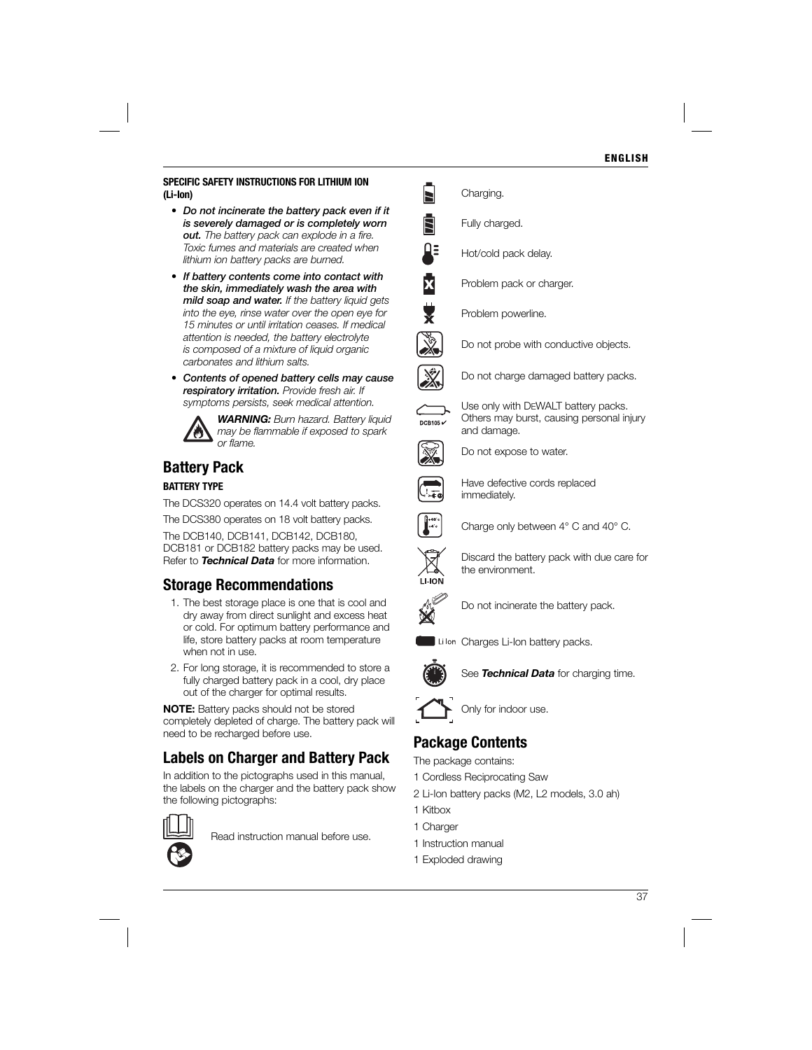**SPECIFIC SAFETY INSTRUCTIONS FOR LITHIUM ION (Li-Ion)**

- ***Do not incinerate the battery pack even if it is severely damaged or is completely worn out.*** *The battery pack can explode in a fire. Toxic fumes and materials are created when lithium ion battery packs are burned.*
- ***If battery contents come into contact with the skin, immediately wash the area with mild soap and water.*** *If the battery liquid gets into the eye, rinse water over the open eye for 15 minutes or until irritation ceases. If medical attention is needed, the battery electrolyte is composed of a mixture of liquid organic carbonates and lithium salts.*
- ***Contents of opened battery cells may cause respiratory irritation.*** *Provide fresh air. If symptoms persists, seek medical attention.*

***WARNING:*** *Burn hazard. Battery liquid may be flammable if exposed to spark or flame.*

## Battery Pack

**BATTERY TYPE**

The DCS320 operates on 14.4 volt battery packs.

The DCS380 operates on 18 volt battery packs.

The DCB140, DCB141, DCB142, DCB180, DCB181 or DCB182 battery packs may be used. Refer to ***Technical Data*** for more information.

## Storage Recommendations

1. The best storage place is one that is cool and dry away from direct sunlight and excess heat or cold. For optimum battery performance and life, store battery packs at room temperature when not in use.
2. For long storage, it is recommended to store a fully charged battery pack in a cool, dry place out of the charger for optimal results.

**NOTE:** Battery packs should not be stored completely depleted of charge. The battery pack will need to be recharged before use.

## Labels on Charger and Battery Pack

In addition to the pictographs used in this manual, the labels on the charger and the battery pack show the following pictographs:

Read instruction manual before use.

Charging.

Fully charged.

Hot/cold pack delay.

Problem pack or charger.

Problem powerline.

Do not probe with conductive objects.

Do not charge damaged battery packs.

DCB105 ✓ Use only with DEWALT battery packs. Others may burst, causing personal injury and damage.

Do not expose to water.

Have defective cords replaced immediately.

Charge only between 4° C and 40° C.

LI-ION Discard the battery pack with due care for the environment.

Do not incinerate the battery pack.

Li Ion Charges Li-Ion battery packs.

See ***Technical Data*** for charging time.

Only for indoor use.

## Package Contents

The package contains:

1 Cordless Reciprocating Saw

2 Li-Ion battery packs (M2, L2 models, 3.0 ah)

1 Kitbox

1 Charger

1 Instruction manual

1 Exploded drawing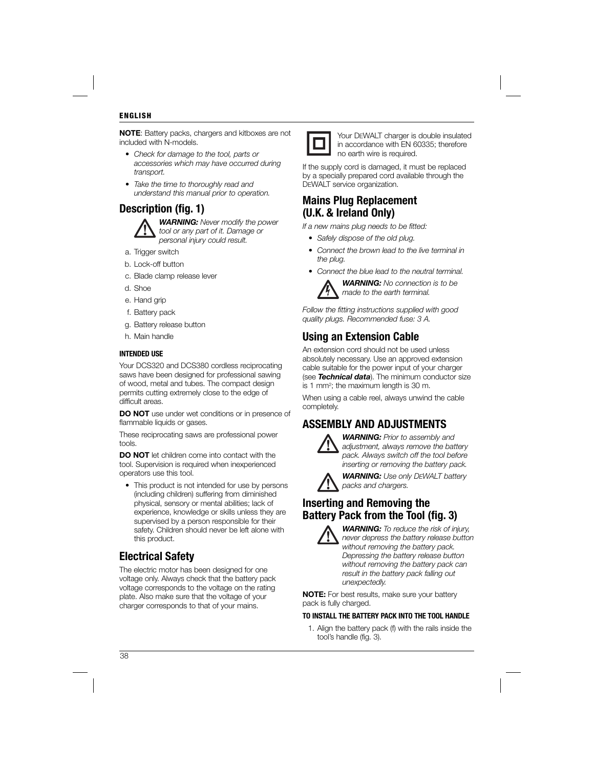**NOTE**: Battery packs, chargers and kitboxes are not included with N-models.

- *Check for damage to the tool, parts or accessories which may have occurred during transport.*
- *Take the time to thoroughly read and understand this manual prior to operation.*

## Description (fig. 1)

***WARNING:*** *Never modify the power tool or any part of it. Damage or personal injury could result.*

a. Trigger switch

b. Lock-off button

c. Blade clamp release lever

d. Shoe

e. Hand grip

f. Battery pack

g. Battery release button

h. Main handle

#### INTENDED USE

Your DCS320 and DCS380 cordless reciprocating saws have been designed for professional sawing of wood, metal and tubes. The compact design permits cutting extremely close to the edge of difficult areas.

**DO NOT** use under wet conditions or in presence of flammable liquids or gases.

These reciprocating saws are professional power tools.

**DO NOT** let children come into contact with the tool. Supervision is required when inexperienced operators use this tool.

- This product is not intended for use by persons (including children) suffering from diminished physical, sensory or mental abilities; lack of experience, knowledge or skills unless they are supervised by a person responsible for their safety. Children should never be left alone with this product.

## Electrical Safety

The electric motor has been designed for one voltage only. Always check that the battery pack voltage corresponds to the voltage on the rating plate. Also make sure that the voltage of your charger corresponds to that of your mains.

Your DEWALT charger is double insulated in accordance with EN 60335; therefore no earth wire is required.

If the supply cord is damaged, it must be replaced by a specially prepared cord available through the DEWALT service organization.

## Mains Plug Replacement (U.K. & Ireland Only)

*If a new mains plug needs to be fitted:*

- *Safely dispose of the old plug.*
- *Connect the brown lead to the live terminal in the plug.*
- *Connect the blue lead to the neutral terminal.*

***WARNING:*** *No connection is to be made to the earth terminal.*

*Follow the fitting instructions supplied with good quality plugs. Recommended fuse: 3 A.*

## Using an Extension Cable

An extension cord should not be used unless absolutely necessary. Use an approved extension cable suitable for the power input of your charger (see ***Technical data***). The minimum conductor size is 1 mm²; the maximum length is 30 m.

When using a cable reel, always unwind the cable completely.

## ASSEMBLY AND ADJUSTMENTS

***WARNING:*** *Prior to assembly and adjustment, always remove the battery pack. Always switch off the tool before inserting or removing the battery pack.*

***WARNING:*** *Use only DEWALT battery packs and chargers.*

## Inserting and Removing the Battery Pack from the Tool (fig. 3)

***WARNING:*** *To reduce the risk of injury, never depress the battery release button without removing the battery pack. Depressing the battery release button without removing the battery pack can result in the battery pack falling out unexpectedly.*

**NOTE:** For best results, make sure your battery pack is fully charged.

#### TO INSTALL THE BATTERY PACK INTO THE TOOL HANDLE

1. Align the battery pack (f) with the rails inside the tool's handle (fig. 3).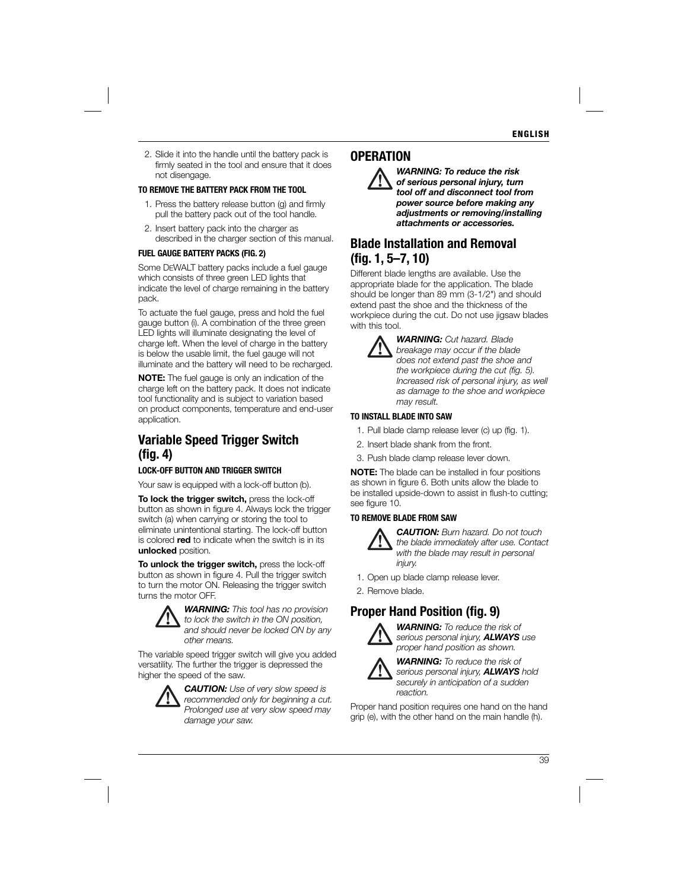2. Slide it into the handle until the battery pack is firmly seated in the tool and ensure that it does not disengage.

#### TO REMOVE THE BATTERY PACK FROM THE TOOL

1. Press the battery release button (g) and firmly pull the battery pack out of the tool handle.
2. Insert battery pack into the charger as described in the charger section of this manual.

#### FUEL GAUGE BATTERY PACKS (FIG. 2)

Some DEWALT battery packs include a fuel gauge which consists of three green LED lights that indicate the level of charge remaining in the battery pack.

To actuate the fuel gauge, press and hold the fuel gauge button (i). A combination of the three green LED lights will illuminate designating the level of charge left. When the level of charge in the battery is below the usable limit, the fuel gauge will not illuminate and the battery will need to be recharged.

**NOTE:** The fuel gauge is only an indication of the charge left on the battery pack. It does not indicate tool functionality and is subject to variation based on product components, temperature and end-user application.

## Variable Speed Trigger Switch (fig. 4)

#### LOCK-OFF BUTTON AND TRIGGER SWITCH

Your saw is equipped with a lock-off button (b).

**To lock the trigger switch,** press the lock-off button as shown in figure 4. Always lock the trigger switch (a) when carrying or storing the tool to eliminate unintentional starting. The lock-off button is colored **red** to indicate when the switch is in its **unlocked** position.

**To unlock the trigger switch,** press the lock-off button as shown in figure 4. Pull the trigger switch to turn the motor ON. Releasing the trigger switch turns the motor OFF.

***WARNING:*** *This tool has no provision to lock the switch in the ON position, and should never be locked ON by any other means.*

The variable speed trigger switch will give you added versatility. The further the trigger is depressed the higher the speed of the saw.

***CAUTION:*** *Use of very slow speed is recommended only for beginning a cut. Prolonged use at very slow speed may damage your saw.*

# OPERATION

***WARNING: To reduce the risk of serious personal injury, turn tool off and disconnect tool from power source before making any adjustments or removing/installing attachments or accessories.***

## Blade Installation and Removal (fig. 1, 5–7, 10)

Different blade lengths are available. Use the appropriate blade for the application. The blade should be longer than 89 mm (3-1/2") and should extend past the shoe and the thickness of the workpiece during the cut. Do not use jigsaw blades with this tool.

***WARNING:*** *Cut hazard. Blade breakage may occur if the blade does not extend past the shoe and the workpiece during the cut (fig. 5). Increased risk of personal injury, as well as damage to the shoe and workpiece may result.*

#### TO INSTALL BLADE INTO SAW

1. Pull blade clamp release lever (c) up (fig. 1).
2. Insert blade shank from the front.
3. Push blade clamp release lever down.

**NOTE:** The blade can be installed in four positions as shown in figure 6. Both units allow the blade to be installed upside-down to assist in flush-to cutting; see figure 10.

#### TO REMOVE BLADE FROM SAW

***CAUTION:*** *Burn hazard. Do not touch the blade immediately after use. Contact with the blade may result in personal injury.*

1. Open up blade clamp release lever.
2. Remove blade.

## Proper Hand Position (fig. 9)

***WARNING:*** *To reduce the risk of serious personal injury,* ***ALWAYS*** *use proper hand position as shown.*

***WARNING:*** *To reduce the risk of serious personal injury,* ***ALWAYS*** *hold securely in anticipation of a sudden reaction.*

Proper hand position requires one hand on the hand grip (e), with the other hand on the main handle (h).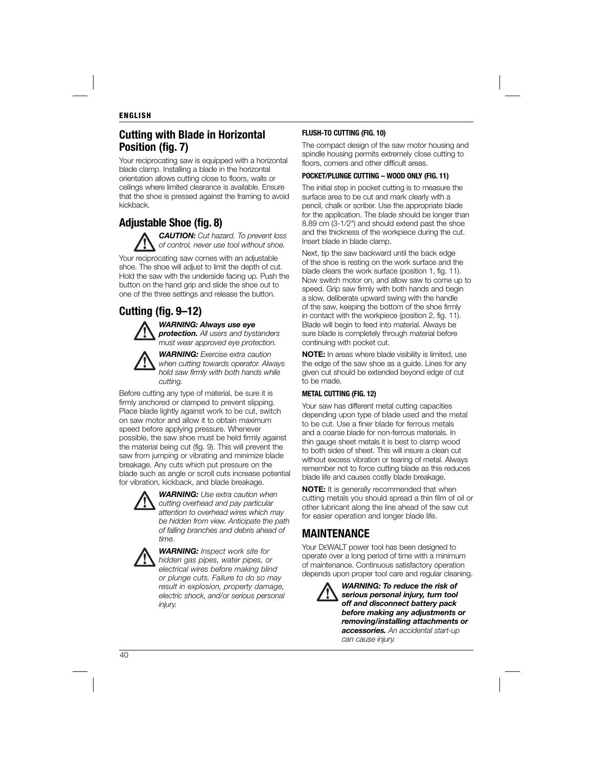## Cutting with Blade in Horizontal Position (fig. 7)

Your reciprocating saw is equipped with a horizontal blade clamp. Installing a blade in the horizontal orientation allows cutting close to floors, walls or ceilings where limited clearance is available. Ensure that the shoe is pressed against the framing to avoid kickback.

## Adjustable Shoe (fig. 8)

***CAUTION:*** *Cut hazard. To prevent loss of control, never use tool without shoe.*

Your reciprocating saw comes with an adjustable shoe. The shoe will adjust to limit the depth of cut. Hold the saw with the underside facing up. Push the button on the hand grip and slide the shoe out to one of the three settings and release the button.

## Cutting (fig. 9–12)

***WARNING: Always use eye protection.*** *All users and bystanders must wear approved eye protection.*

***WARNING:*** *Exercise extra caution when cutting towards operator. Always hold saw firmly with both hands while cutting.*

Before cutting any type of material, be sure it is firmly anchored or clamped to prevent slipping. Place blade lightly against work to be cut, switch on saw motor and allow it to obtain maximum speed before applying pressure. Whenever possible, the saw shoe must be held firmly against the material being cut (fig. 9). This will prevent the saw from jumping or vibrating and minimize blade breakage. Any cuts which put pressure on the blade such as angle or scroll cuts increase potential for vibration, kickback, and blade breakage.

***WARNING:*** *Use extra caution when cutting overhead and pay particular attention to overhead wires which may be hidden from view. Anticipate the path of falling branches and debris ahead of time.*

***WARNING:*** *Inspect work site for hidden gas pipes, water pipes, or electrical wires before making blind or plunge cuts. Failure to do so may result in explosion, property damage, electric shock, and/or serious personal injury.*

#### FLUSH-TO CUTTING (FIG. 10)

The compact design of the saw motor housing and spindle housing permits extremely close cutting to floors, corners and other difficult areas.

#### POCKET/PLUNGE CUTTING – WOOD ONLY (FIG. 11)

The initial step in pocket cutting is to measure the surface area to be cut and mark clearly with a pencil, chalk or scriber. Use the appropriate blade for the application. The blade should be longer than 8.89 cm (3-1/2") and should extend past the shoe and the thickness of the workpiece during the cut. Insert blade in blade clamp.

Next, tip the saw backward until the back edge of the shoe is resting on the work surface and the blade clears the work surface (position 1, fig. 11). Now switch motor on, and allow saw to come up to speed. Grip saw firmly with both hands and begin a slow, deliberate upward swing with the handle of the saw, keeping the bottom of the shoe firmly in contact with the workpiece (position 2, fig. 11). Blade will begin to feed into material. Always be sure blade is completely through material before continuing with pocket cut.

**NOTE:** In areas where blade visibility is limited, use the edge of the saw shoe as a guide. Lines for any given cut should be extended beyond edge of cut to be made.

#### METAL CUTTING (FIG. 12)

Your saw has different metal cutting capacities depending upon type of blade used and the metal to be cut. Use a finer blade for ferrous metals and a coarse blade for non-ferrous materials. In thin gauge sheet metals it is best to clamp wood to both sides of sheet. This will insure a clean cut without excess vibration or tearing of metal. Always remember not to force cutting blade as this reduces blade life and causes costly blade breakage.

**NOTE:** It is generally recommended that when cutting metals you should spread a thin film of oil or other lubricant along the line ahead of the saw cut for easier operation and longer blade life.

# MAINTENANCE

Your DEWALT power tool has been designed to operate over a long period of time with a minimum of maintenance. Continuous satisfactory operation depends upon proper tool care and regular cleaning.

***WARNING: To reduce the risk of serious personal injury, turn tool off and disconnect battery pack before making any adjustments or removing/installing attachments or accessories.*** *An accidental start-up can cause injury.*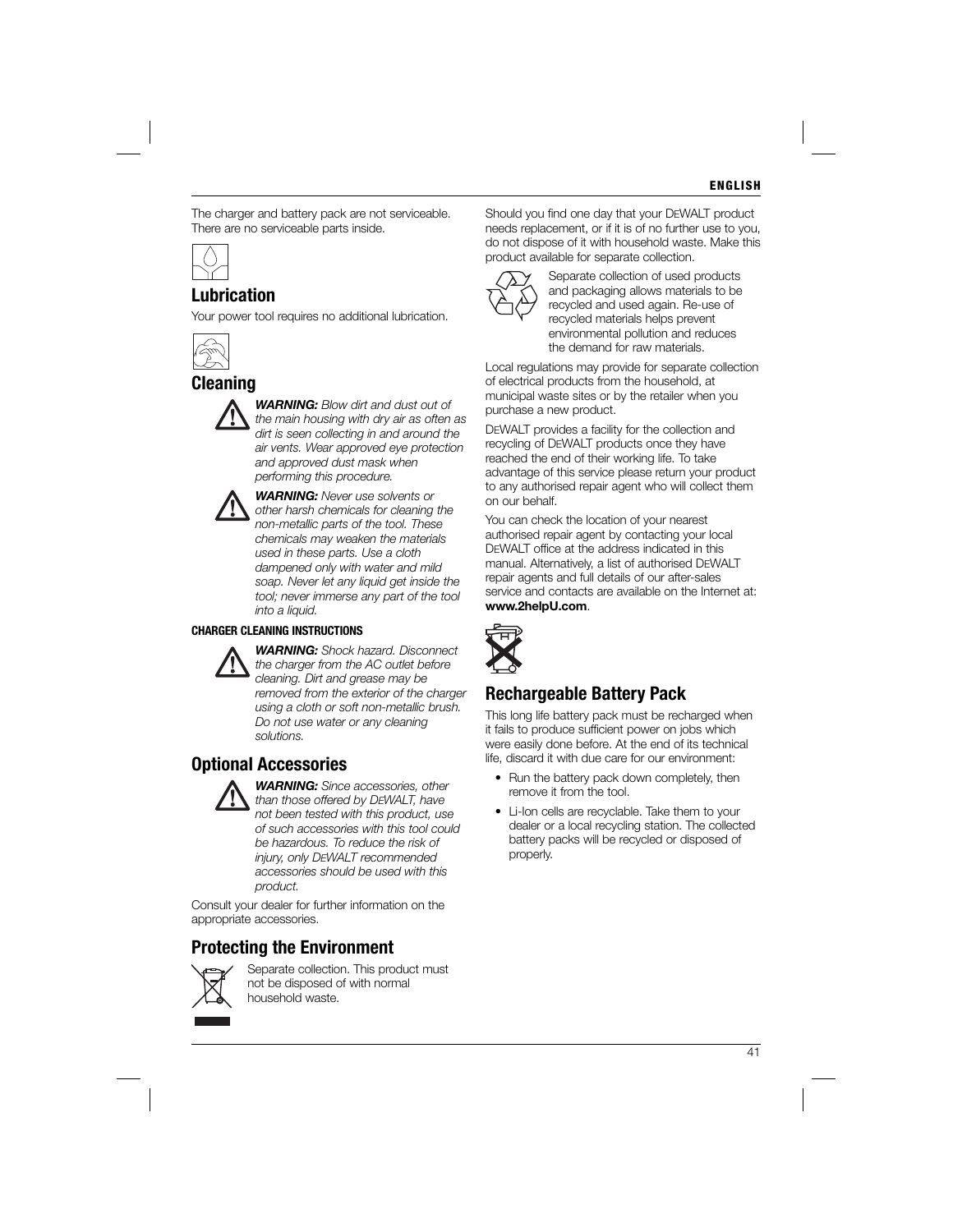The charger and battery pack are not serviceable. There are no serviceable parts inside.

## Lubrication

Your power tool requires no additional lubrication.

## Cleaning

***WARNING:*** *Blow dirt and dust out of the main housing with dry air as often as dirt is seen collecting in and around the air vents. Wear approved eye protection and approved dust mask when performing this procedure.*

***WARNING:*** *Never use solvents or other harsh chemicals for cleaning the non-metallic parts of the tool. These chemicals may weaken the materials used in these parts. Use a cloth dampened only with water and mild soap. Never let any liquid get inside the tool; never immerse any part of the tool into a liquid.*

#### CHARGER CLEANING INSTRUCTIONS

***WARNING:*** *Shock hazard. Disconnect the charger from the AC outlet before cleaning. Dirt and grease may be removed from the exterior of the charger using a cloth or soft non-metallic brush. Do not use water or any cleaning solutions.*

## Optional Accessories

***WARNING:*** *Since accessories, other than those offered by DEWALT, have not been tested with this product, use of such accessories with this tool could be hazardous. To reduce the risk of injury, only DEWALT recommended accessories should be used with this product.*

Consult your dealer for further information on the appropriate accessories.

## Protecting the Environment

Separate collection. This product must not be disposed of with normal household waste.

Should you find one day that your DEWALT product needs replacement, or if it is of no further use to you, do not dispose of it with household waste. Make this product available for separate collection.

Separate collection of used products and packaging allows materials to be recycled and used again. Re-use of recycled materials helps prevent environmental pollution and reduces the demand for raw materials.

Local regulations may provide for separate collection of electrical products from the household, at municipal waste sites or by the retailer when you purchase a new product.

DEWALT provides a facility for the collection and recycling of DEWALT products once they have reached the end of their working life. To take advantage of this service please return your product to any authorised repair agent who will collect them on our behalf.

You can check the location of your nearest authorised repair agent by contacting your local DEWALT office at the address indicated in this manual. Alternatively, a list of authorised DEWALT repair agents and full details of our after-sales service and contacts are available on the Internet at: **www.2helpU.com**.

## Rechargeable Battery Pack

This long life battery pack must be recharged when it fails to produce sufficient power on jobs which were easily done before. At the end of its technical life, discard it with due care for our environment:

- Run the battery pack down completely, then remove it from the tool.
- Li-Ion cells are recyclable. Take them to your dealer or a local recycling station. The collected battery packs will be recycled or disposed of properly.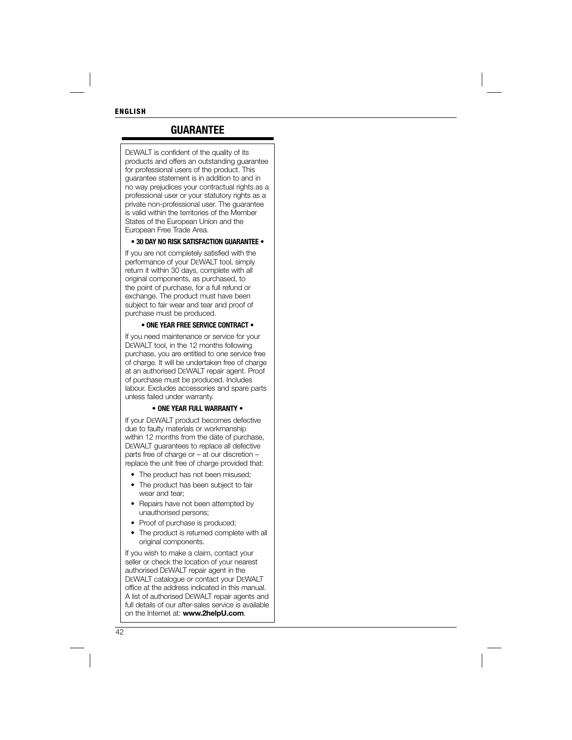## GUARANTEE

DEWALT is confident of the quality of its products and offers an outstanding guarantee for professional users of the product. This guarantee statement is in addition to and in no way prejudices your contractual rights as a professional user or your statutory rights as a private non-professional user. The guarantee is valid within the territories of the Member States of the European Union and the European Free Trade Area.

**• 30 DAY NO RISK SATISFACTION GUARANTEE •**

If you are not completely satisfied with the performance of your DEWALT tool, simply return it within 30 days, complete with all original components, as purchased, to the point of purchase, for a full refund or exchange. The product must have been subject to fair wear and tear and proof of purchase must be produced.

**• ONE YEAR FREE SERVICE CONTRACT •**

If you need maintenance or service for your DEWALT tool, in the 12 months following purchase, you are entitled to one service free of charge. It will be undertaken free of charge at an authorised DEWALT repair agent. Proof of purchase must be produced. Includes labour. Excludes accessories and spare parts unless failed under warranty.

**• ONE YEAR FULL WARRANTY •**

If your DEWALT product becomes defective due to faulty materials or workmanship within 12 months from the date of purchase, DEWALT guarantees to replace all defective parts free of charge or – at our discretion – replace the unit free of charge provided that:

- The product has not been misused;
- The product has been subject to fair wear and tear;
- Repairs have not been attempted by unauthorised persons;
- Proof of purchase is produced;
- The product is returned complete with all original components.

If you wish to make a claim, contact your seller or check the location of your nearest authorised DEWALT repair agent in the DEWALT catalogue or contact your DEWALT office at the address indicated in this manual. A list of authorised DEWALT repair agents and full details of our after-sales service is available on the Internet at: **www.2helpU.com**.